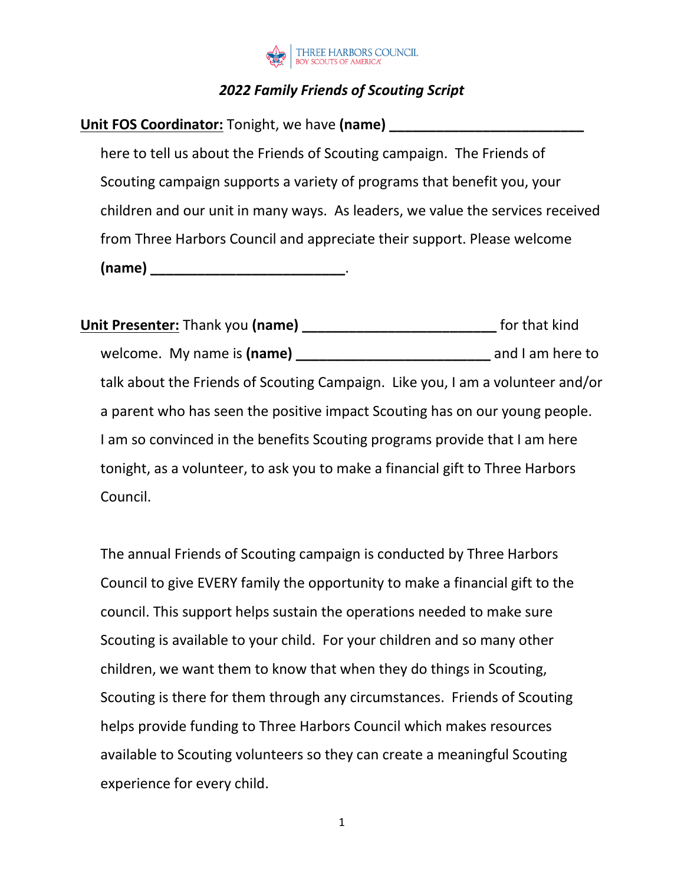THREE HARBORS COUNCIL
BOY SCOUTS OF AMERICA

# *2022 Family Friends of Scouting Script*

**Unit FOS Coordinator:** Tonight, we have **(name) _________________________** here to tell us about the Friends of Scouting campaign. The Friends of Scouting campaign supports a variety of programs that benefit you, your children and our unit in many ways. As leaders, we value the services received from Three Harbors Council and appreciate their support. Please welcome **(name) _________________________**.

**Unit Presenter:** Thank you **(name) _________________________** for that kind welcome. My name is **(name) _________________________** and I am here to talk about the Friends of Scouting Campaign. Like you, I am a volunteer and/or a parent who has seen the positive impact Scouting has on our young people. I am so convinced in the benefits Scouting programs provide that I am here tonight, as a volunteer, to ask you to make a financial gift to Three Harbors Council.

The annual Friends of Scouting campaign is conducted by Three Harbors Council to give EVERY family the opportunity to make a financial gift to the council. This support helps sustain the operations needed to make sure Scouting is available to your child. For your children and so many other children, we want them to know that when they do things in Scouting, Scouting is there for them through any circumstances. Friends of Scouting helps provide funding to Three Harbors Council which makes resources available to Scouting volunteers so they can create a meaningful Scouting experience for every child.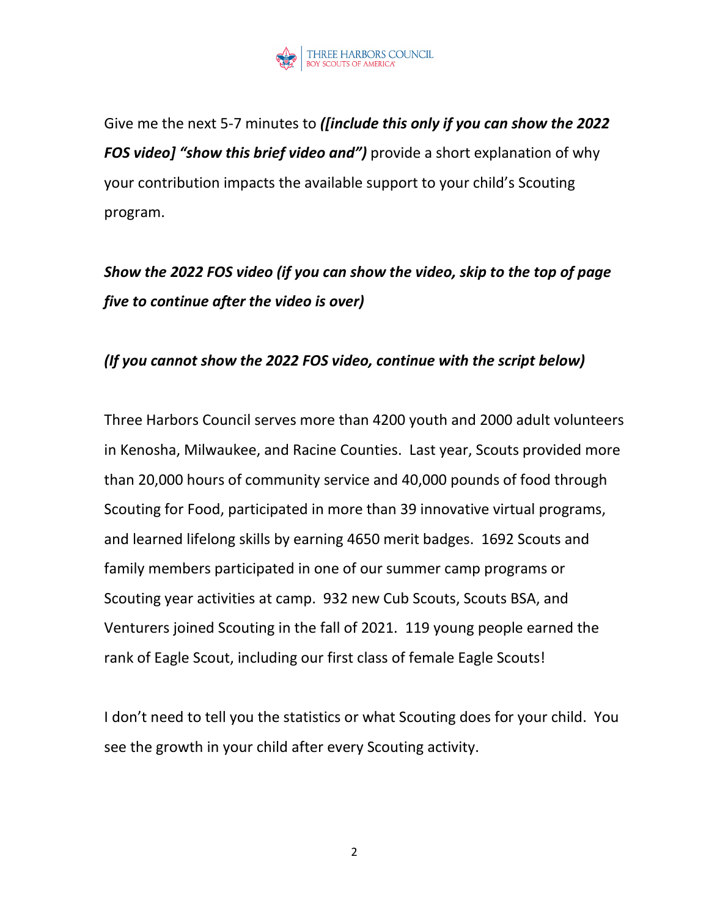Give me the next 5-7 minutes to ***([include this only if you can show the 2022 FOS video] "show this brief video and")*** provide a short explanation of why your contribution impacts the available support to your child's Scouting program.

***Show the 2022 FOS video (if you can show the video, skip to the top of page five to continue after the video is over)***

***(If you cannot show the 2022 FOS video, continue with the script below)***

Three Harbors Council serves more than 4200 youth and 2000 adult volunteers in Kenosha, Milwaukee, and Racine Counties. Last year, Scouts provided more than 20,000 hours of community service and 40,000 pounds of food through Scouting for Food, participated in more than 39 innovative virtual programs, and learned lifelong skills by earning 4650 merit badges. 1692 Scouts and family members participated in one of our summer camp programs or Scouting year activities at camp. 932 new Cub Scouts, Scouts BSA, and Venturers joined Scouting in the fall of 2021. 119 young people earned the rank of Eagle Scout, including our first class of female Eagle Scouts!

I don't need to tell you the statistics or what Scouting does for your child. You see the growth in your child after every Scouting activity.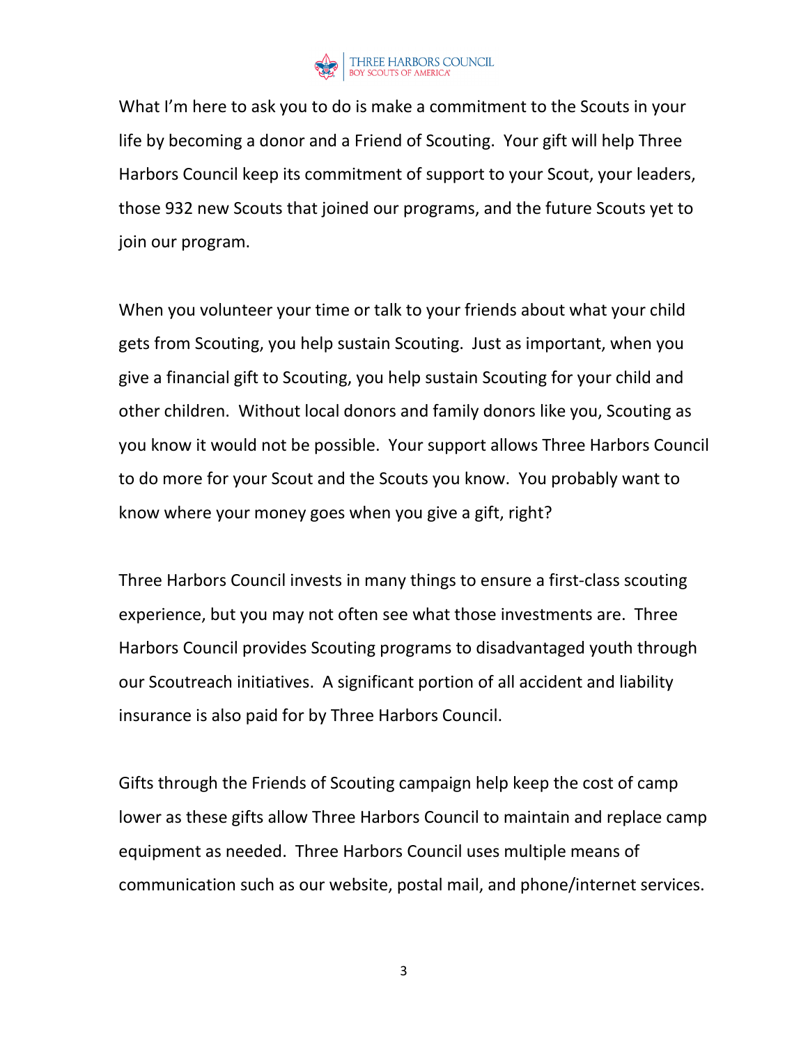What I'm here to ask you to do is make a commitment to the Scouts in your life by becoming a donor and a Friend of Scouting. Your gift will help Three Harbors Council keep its commitment of support to your Scout, your leaders, those 932 new Scouts that joined our programs, and the future Scouts yet to join our program.

When you volunteer your time or talk to your friends about what your child gets from Scouting, you help sustain Scouting. Just as important, when you give a financial gift to Scouting, you help sustain Scouting for your child and other children. Without local donors and family donors like you, Scouting as you know it would not be possible. Your support allows Three Harbors Council to do more for your Scout and the Scouts you know. You probably want to know where your money goes when you give a gift, right?

Three Harbors Council invests in many things to ensure a first-class scouting experience, but you may not often see what those investments are. Three Harbors Council provides Scouting programs to disadvantaged youth through our Scoutreach initiatives. A significant portion of all accident and liability insurance is also paid for by Three Harbors Council.

Gifts through the Friends of Scouting campaign help keep the cost of camp lower as these gifts allow Three Harbors Council to maintain and replace camp equipment as needed. Three Harbors Council uses multiple means of communication such as our website, postal mail, and phone/internet services.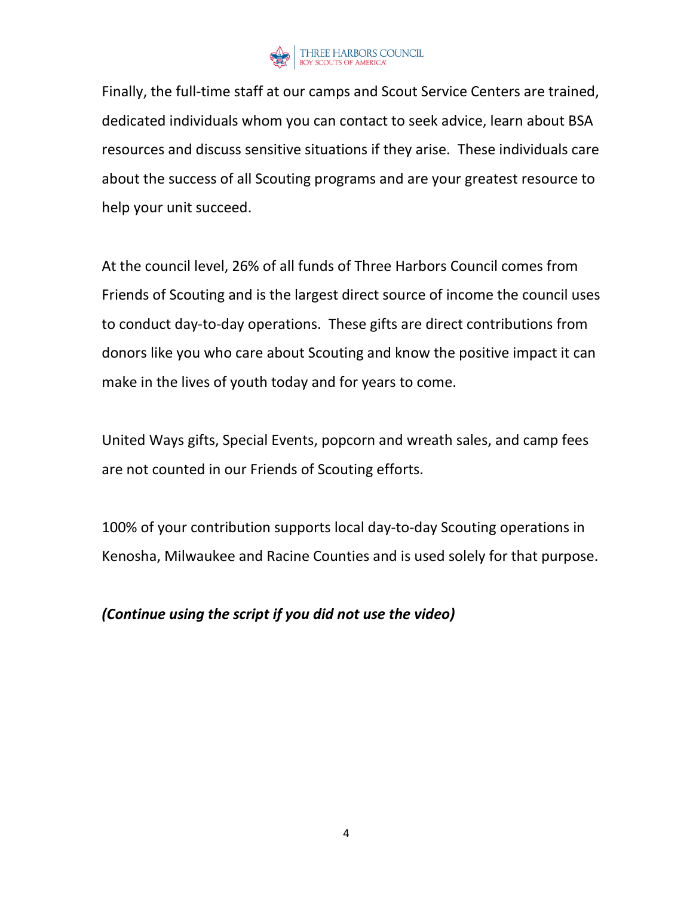Finally, the full-time staff at our camps and Scout Service Centers are trained, dedicated individuals whom you can contact to seek advice, learn about BSA resources and discuss sensitive situations if they arise. These individuals care about the success of all Scouting programs and are your greatest resource to help your unit succeed.

At the council level, 26% of all funds of Three Harbors Council comes from Friends of Scouting and is the largest direct source of income the council uses to conduct day-to-day operations. These gifts are direct contributions from donors like you who care about Scouting and know the positive impact it can make in the lives of youth today and for years to come.

United Ways gifts, Special Events, popcorn and wreath sales, and camp fees are not counted in our Friends of Scouting efforts.

100% of your contribution supports local day-to-day Scouting operations in Kenosha, Milwaukee and Racine Counties and is used solely for that purpose.

***(Continue using the script if you did not use the video)***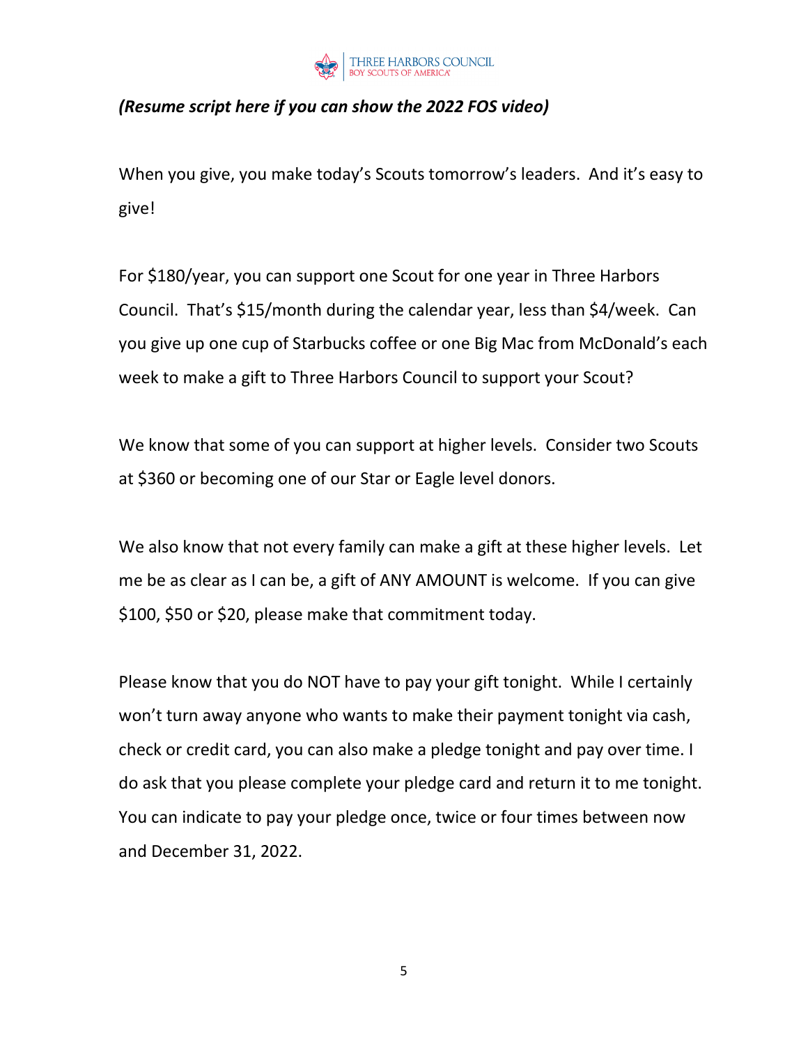***(Resume script here if you can show the 2022 FOS video)***

When you give, you make today's Scouts tomorrow's leaders. And it's easy to give!

For $180/year, you can support one Scout for one year in Three Harbors Council. That's $15/month during the calendar year, less than $4/week. Can you give up one cup of Starbucks coffee or one Big Mac from McDonald's each week to make a gift to Three Harbors Council to support your Scout?

We know that some of you can support at higher levels. Consider two Scouts at $360 or becoming one of our Star or Eagle level donors.

We also know that not every family can make a gift at these higher levels. Let me be as clear as I can be, a gift of ANY AMOUNT is welcome. If you can give $100, $50 or $20, please make that commitment today.

Please know that you do NOT have to pay your gift tonight. While I certainly won't turn away anyone who wants to make their payment tonight via cash, check or credit card, you can also make a pledge tonight and pay over time. I do ask that you please complete your pledge card and return it to me tonight. You can indicate to pay your pledge once, twice or four times between now and December 31, 2022.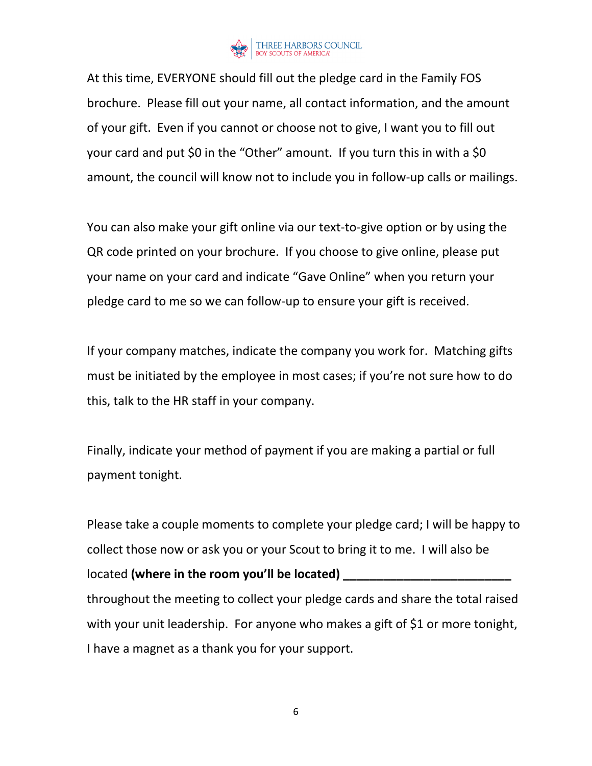At this time, EVERYONE should fill out the pledge card in the Family FOS brochure. Please fill out your name, all contact information, and the amount of your gift. Even if you cannot or choose not to give, I want you to fill out your card and put $0 in the "Other" amount. If you turn this in with a $0 amount, the council will know not to include you in follow-up calls or mailings.

You can also make your gift online via our text-to-give option or by using the QR code printed on your brochure. If you choose to give online, please put your name on your card and indicate "Gave Online" when you return your pledge card to me so we can follow-up to ensure your gift is received.

If your company matches, indicate the company you work for. Matching gifts must be initiated by the employee in most cases; if you're not sure how to do this, talk to the HR staff in your company.

Finally, indicate your method of payment if you are making a partial or full payment tonight.

Please take a couple moments to complete your pledge card; I will be happy to collect those now or ask you or your Scout to bring it to me. I will also be located **(where in the room you'll be located) _________________________** throughout the meeting to collect your pledge cards and share the total raised with your unit leadership. For anyone who makes a gift of $1 or more tonight, I have a magnet as a thank you for your support.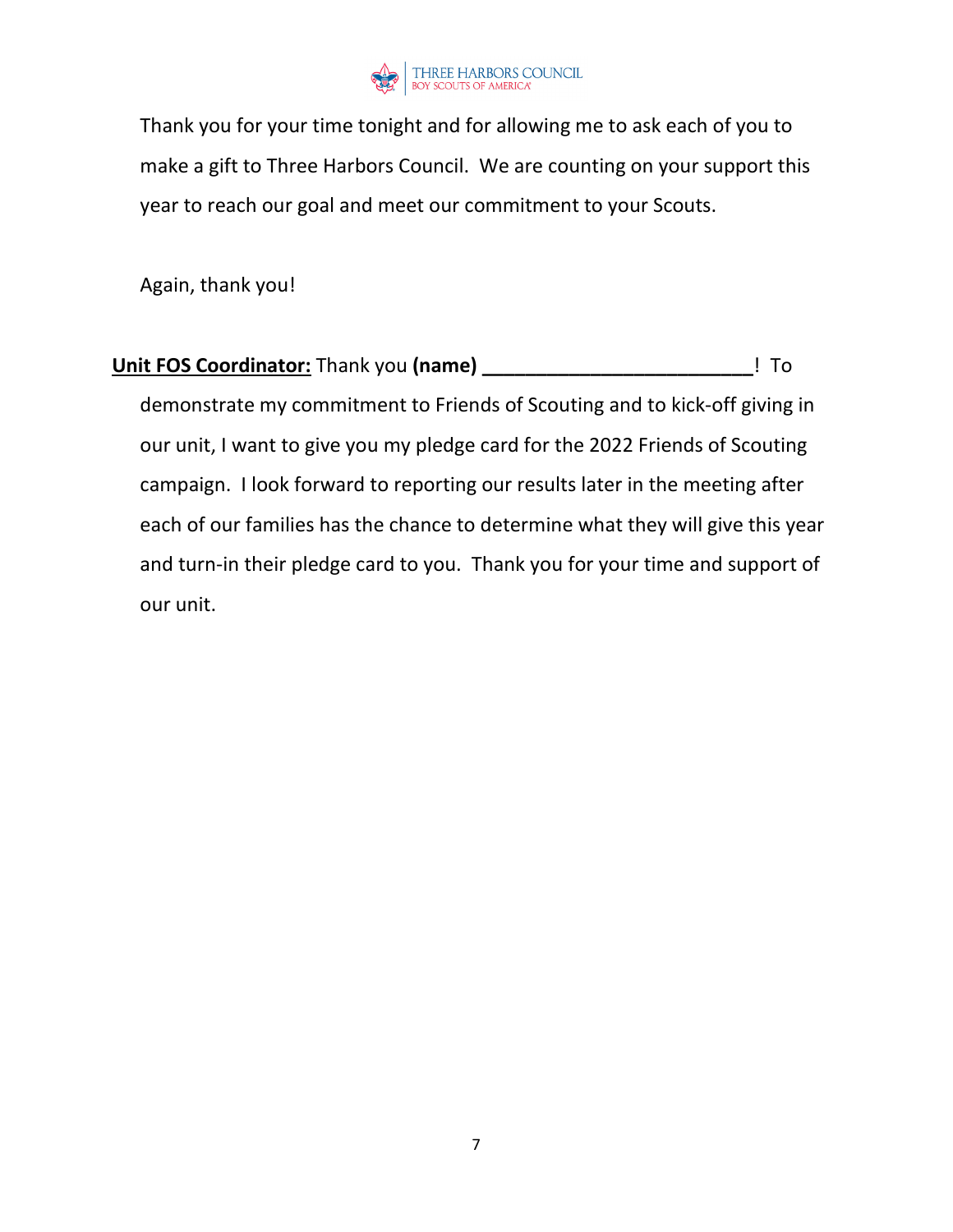Thank you for your time tonight and for allowing me to ask each of you to make a gift to Three Harbors Council. We are counting on your support this year to reach our goal and meet our commitment to your Scouts.

Again, thank you!

**Unit FOS Coordinator:** Thank you **(name)** **_________________________**! To demonstrate my commitment to Friends of Scouting and to kick-off giving in our unit, I want to give you my pledge card for the 2022 Friends of Scouting campaign. I look forward to reporting our results later in the meeting after each of our families has the chance to determine what they will give this year and turn-in their pledge card to you. Thank you for your time and support of our unit.